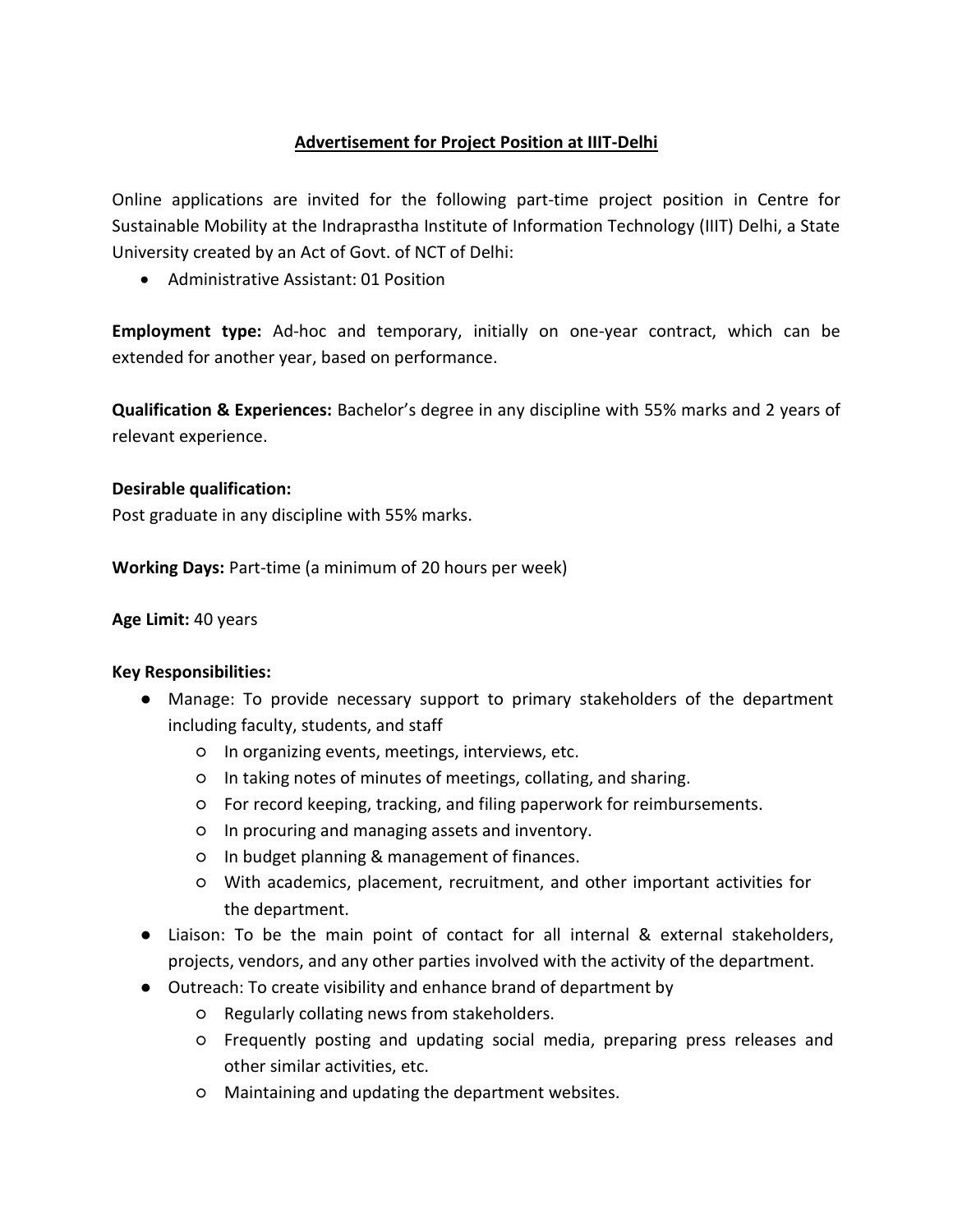# Advertisement for Project Position at IIIT-Delhi

Online applications are invited for the following part-time project position in Centre for Sustainable Mobility at the Indraprastha Institute of Information Technology (IIIT) Delhi, a State University created by an Act of Govt. of NCT of Delhi:

- Administrative Assistant: 01 Position

**Employment type:** Ad-hoc and temporary, initially on one-year contract, which can be extended for another year, based on performance.

**Qualification & Experiences:** Bachelor's degree in any discipline with 55% marks and 2 years of relevant experience.

**Desirable qualification:**
Post graduate in any discipline with 55% marks.

**Working Days:** Part-time (a minimum of 20 hours per week)

**Age Limit:** 40 years

**Key Responsibilities:**

- Manage: To provide necessary support to primary stakeholders of the department including faculty, students, and staff
  - In organizing events, meetings, interviews, etc.
  - In taking notes of minutes of meetings, collating, and sharing.
  - For record keeping, tracking, and filing paperwork for reimbursements.
  - In procuring and managing assets and inventory.
  - In budget planning & management of finances.
  - With academics, placement, recruitment, and other important activities for the department.
- Liaison: To be the main point of contact for all internal & external stakeholders, projects, vendors, and any other parties involved with the activity of the department.
- Outreach: To create visibility and enhance brand of department by
  - Regularly collating news from stakeholders.
  - Frequently posting and updating social media, preparing press releases and other similar activities, etc.
  - Maintaining and updating the department websites.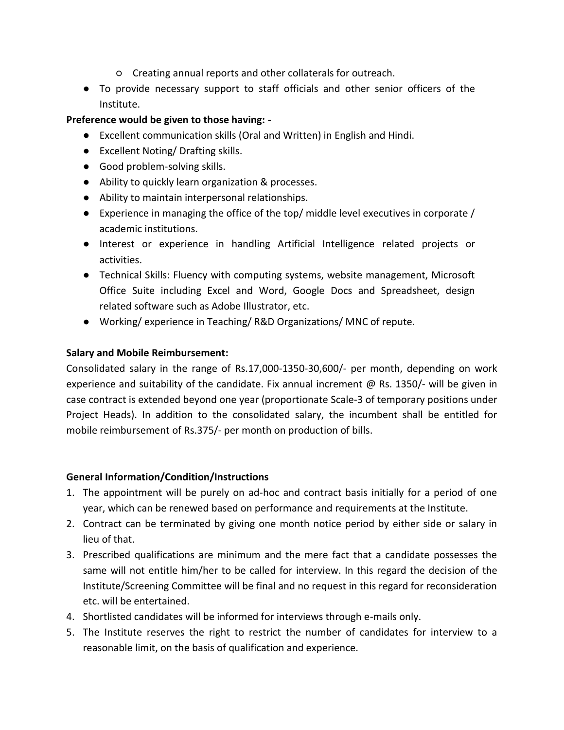- Creating annual reports and other collaterals for outreach.

- To provide necessary support to staff officials and other senior officers of the Institute.

**Preference would be given to those having: -**

- Excellent communication skills (Oral and Written) in English and Hindi.
- Excellent Noting/ Drafting skills.
- Good problem-solving skills.
- Ability to quickly learn organization & processes.
- Ability to maintain interpersonal relationships.
- Experience in managing the office of the top/ middle level executives in corporate / academic institutions.
- Interest or experience in handling Artificial Intelligence related projects or activities.
- Technical Skills: Fluency with computing systems, website management, Microsoft Office Suite including Excel and Word, Google Docs and Spreadsheet, design related software such as Adobe Illustrator, etc.
- Working/ experience in Teaching/ R&D Organizations/ MNC of repute.

**Salary and Mobile Reimbursement:**

Consolidated salary in the range of Rs.17,000-1350-30,600/- per month, depending on work experience and suitability of the candidate. Fix annual increment @ Rs. 1350/- will be given in case contract is extended beyond one year (proportionate Scale-3 of temporary positions under Project Heads). In addition to the consolidated salary, the incumbent shall be entitled for mobile reimbursement of Rs.375/- per month on production of bills.

**General Information/Condition/Instructions**

1. The appointment will be purely on ad-hoc and contract basis initially for a period of one year, which can be renewed based on performance and requirements at the Institute.
2. Contract can be terminated by giving one month notice period by either side or salary in lieu of that.
3. Prescribed qualifications are minimum and the mere fact that a candidate possesses the same will not entitle him/her to be called for interview. In this regard the decision of the Institute/Screening Committee will be final and no request in this regard for reconsideration etc. will be entertained.
4. Shortlisted candidates will be informed for interviews through e-mails only.
5. The Institute reserves the right to restrict the number of candidates for interview to a reasonable limit, on the basis of qualification and experience.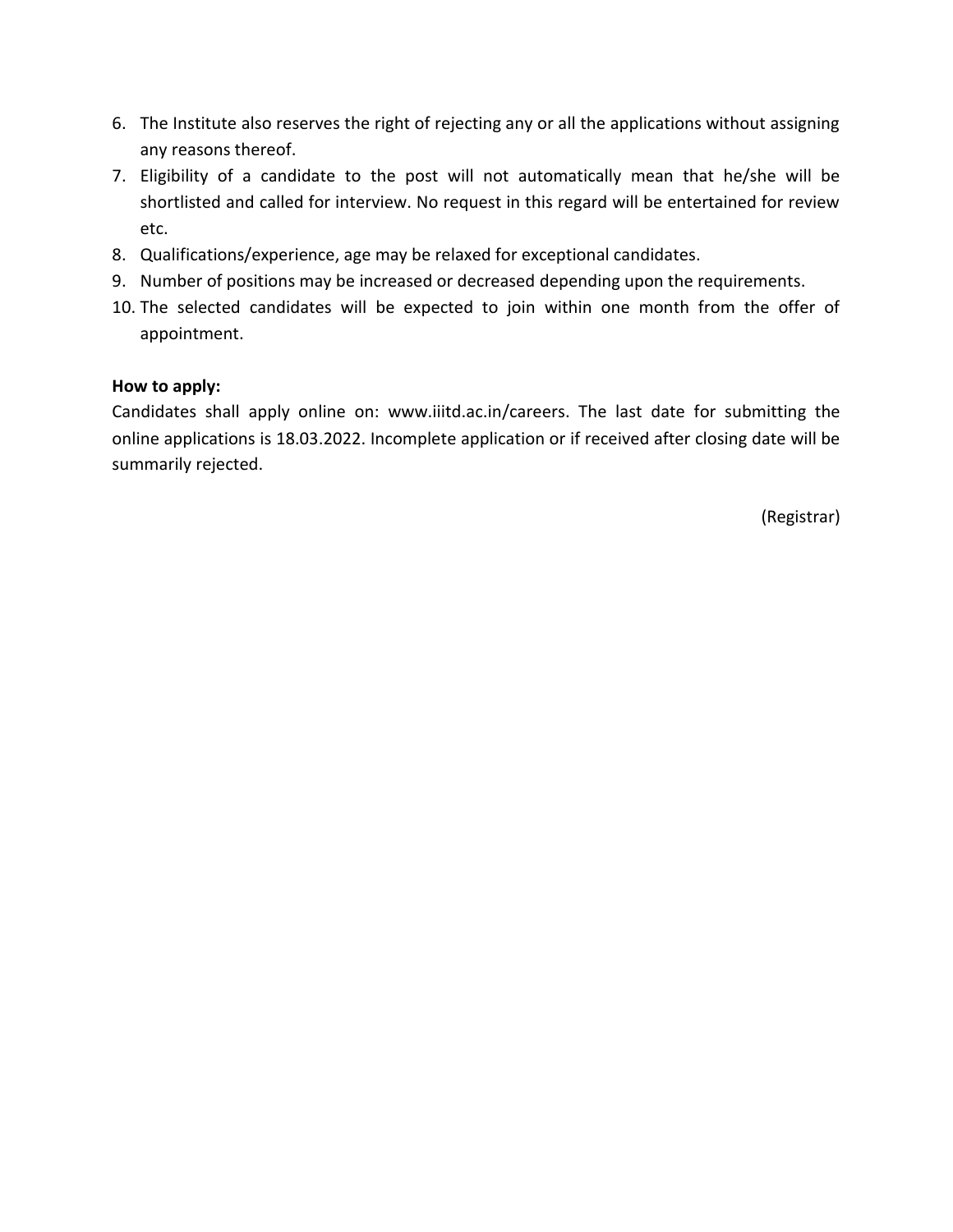6. The Institute also reserves the right of rejecting any or all the applications without assigning any reasons thereof.
7. Eligibility of a candidate to the post will not automatically mean that he/she will be shortlisted and called for interview. No request in this regard will be entertained for review etc.
8. Qualifications/experience, age may be relaxed for exceptional candidates.
9. Number of positions may be increased or decreased depending upon the requirements.
10. The selected candidates will be expected to join within one month from the offer of appointment.

**How to apply:**

Candidates shall apply online on: www.iiitd.ac.in/careers. The last date for submitting the online applications is 18.03.2022. Incomplete application or if received after closing date will be summarily rejected.

(Registrar)